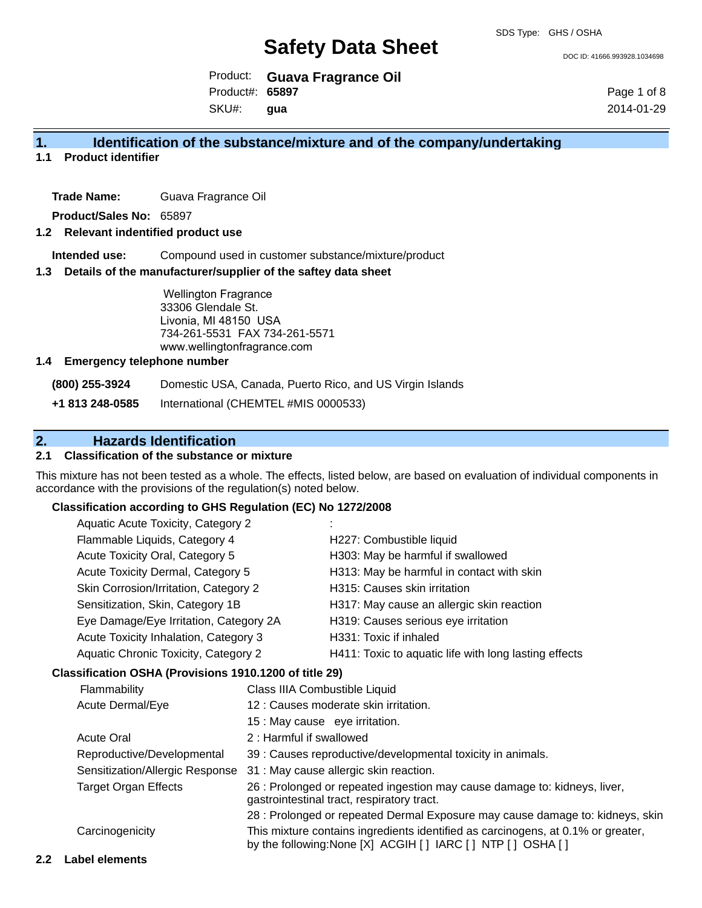SDS Type: GHS / OSHA

# Safety Data Sheet

DOC ID: 41666.993928.1034698

Product: **Guava Fragrance Oil**
Product#: **65897**
SKU#: **gua**

2014-01-29

## 1. Identification of the substance/mixture and of the company/undertaking

### 1.1 Product identifier

**Trade Name:** Guava Fragrance Oil

**Product/Sales No:** 65897

### 1.2 Relevant identified product use

**Intended use:** Compound used in customer substance/mixture/product

### 1.3 Details of the manufacturer/supplier of the saftey data sheet

Wellington Fragrance
33306 Glendale St.
Livonia, MI 48150 USA
734-261-5531 FAX 734-261-5571
www.wellingtonfragrance.com

### 1.4 Emergency telephone number

**(800) 255-3924** Domestic USA, Canada, Puerto Rico, and US Virgin Islands

**+1 813 248-0585** International (CHEMTEL #MIS 0000533)

## 2. Hazards Identification

### 2.1 Classification of the substance or mixture

This mixture has not been tested as a whole. The effects, listed below, are based on evaluation of individual components in accordance with the provisions of the regulation(s) noted below.

**Classification according to GHS Regulation (EC) No 1272/2008**

| | |
|---|---|
| Aquatic Acute Toxicity, Category 2 | : |
| Flammable Liquids, Category 4 | H227: Combustible liquid |
| Acute Toxicity Oral, Category 5 | H303: May be harmful if swallowed |
| Acute Toxicity Dermal, Category 5 | H313: May be harmful in contact with skin |
| Skin Corrosion/Irritation, Category 2 | H315: Causes skin irritation |
| Sensitization, Skin, Category 1B | H317: May cause an allergic skin reaction |
| Eye Damage/Eye Irritation, Category 2A | H319: Causes serious eye irritation |
| Acute Toxicity Inhalation, Category 3 | H331: Toxic if inhaled |
| Aquatic Chronic Toxicity, Category 2 | H411: Toxic to aquatic life with long lasting effects |

**Classification OSHA (Provisions 1910.1200 of title 29)**

| | |
|---|---|
| Flammability | Class IIIA Combustible Liquid |
| Acute Dermal/Eye | 12 : Causes moderate skin irritation. |
| | 15 : May cause eye irritation. |
| Acute Oral | 2 : Harmful if swallowed |
| Reproductive/Developmental | 39 : Causes reproductive/developmental toxicity in animals. |
| Sensitization/Allergic Response | 31 : May cause allergic skin reaction. |
| Target Organ Effects | 26 : Prolonged or repeated ingestion may cause damage to: kidneys, liver, gastrointestinal tract, respiratory tract. |
| | 28 : Prolonged or repeated Dermal Exposure may cause damage to: kidneys, skin |
| Carcinogenicity | This mixture contains ingredients identified as carcinogens, at 0.1% or greater, by the following:None [X] ACGIH [ ] IARC [ ] NTP [ ] OSHA [ ] |

### 2.2 Label elements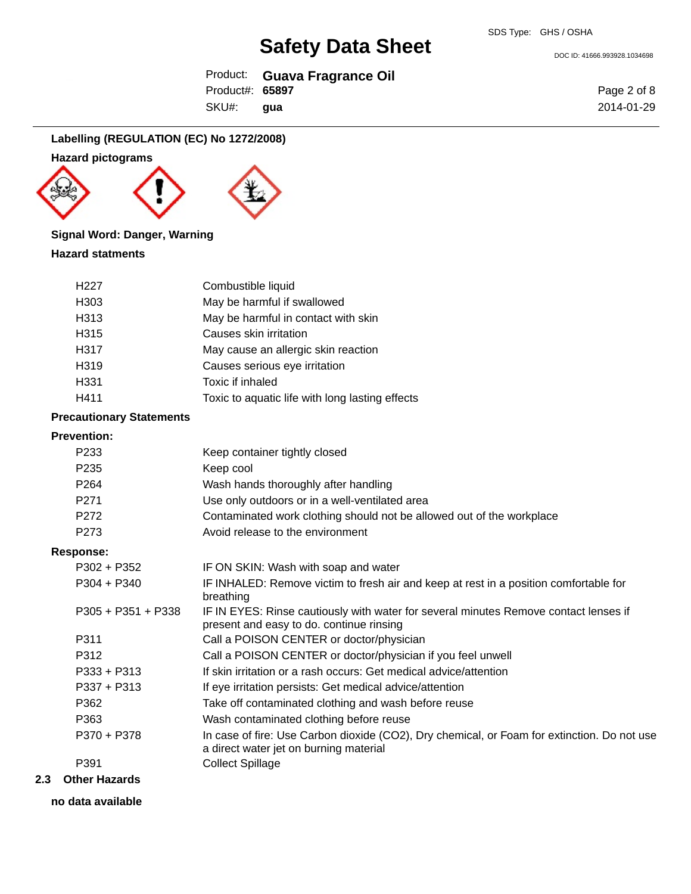### Labelling (REGULATION (EC) No 1272/2008)

**Hazard pictograms**

**Signal Word: Danger, Warning**

**Hazard statments**

| | |
|---|---|
| H227 | Combustible liquid |
| H303 | May be harmful if swallowed |
| H313 | May be harmful in contact with skin |
| H315 | Causes skin irritation |
| H317 | May cause an allergic skin reaction |
| H319 | Causes serious eye irritation |
| H331 | Toxic if inhaled |
| H411 | Toxic to aquatic life with long lasting effects |

**Precautionary Statements**

**Prevention:**

| | |
|---|---|
| P233 | Keep container tightly closed |
| P235 | Keep cool |
| P264 | Wash hands thoroughly after handling |
| P271 | Use only outdoors or in a well-ventilated area |
| P272 | Contaminated work clothing should not be allowed out of the workplace |
| P273 | Avoid release to the environment |

**Response:**

| | |
|---|---|
| P302 + P352 | IF ON SKIN: Wash with soap and water |
| P304 + P340 | IF INHALED: Remove victim to fresh air and keep at rest in a position comfortable for breathing |
| P305 + P351 + P338 | IF IN EYES: Rinse cautiously with water for several minutes Remove contact lenses if present and easy to do. continue rinsing |
| P311 | Call a POISON CENTER or doctor/physician |
| P312 | Call a POISON CENTER or doctor/physician if you feel unwell |
| P333 + P313 | If skin irritation or a rash occurs: Get medical advice/attention |
| P337 + P313 | If eye irritation persists: Get medical advice/attention |
| P362 | Take off contaminated clothing and wash before reuse |
| P363 | Wash contaminated clothing before reuse |
| P370 + P378 | In case of fire: Use Carbon dioxide ($CO_2$), Dry chemical, or Foam for extinction. Do not use a direct water jet on burning material |
| P391 | Collect Spillage |

### 2.3 Other Hazards

**no data available**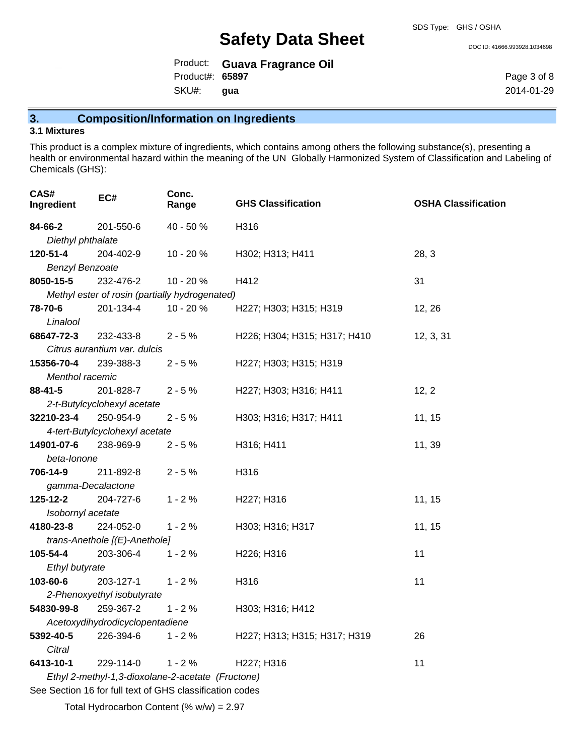## 3. Composition/Information on Ingredients

### 3.1 Mixtures

This product is a complex mixture of ingredients, which contains among others the following substance(s), presenting a health or environmental hazard within the meaning of the UN Globally Harmonized System of Classification and Labeling of Chemicals (GHS):

| CAS# Ingredient | EC# | Conc. Range | GHS Classification | OSHA Classification |
|---|---|---|---|---|
| **84-66-2** *Diethyl phthalate* | 201-550-6 | 40 - 50 % | H316 | |
| **120-51-4** *Benzyl Benzoate* | 204-402-9 | 10 - 20 % | H302; H313; H411 | 28, 3 |
| **8050-15-5** *Methyl ester of rosin (partially hydrogenated)* | 232-476-2 | 10 - 20 % | H412 | 31 |
| **78-70-6** *Linalool* | 201-134-4 | 10 - 20 % | H227; H303; H315; H319 | 12, 26 |
| **68647-72-3** *Citrus aurantium var. dulcis* | 232-433-8 | 2 - 5 % | H226; H304; H315; H317; H410 | 12, 3, 31 |
| **15356-70-4** *Menthol racemic* | 239-388-3 | 2 - 5 % | H227; H303; H315; H319 | |
| **88-41-5** *2-t-Butylcyclohexyl acetate* | 201-828-7 | 2 - 5 % | H227; H303; H316; H411 | 12, 2 |
| **32210-23-4** *4-tert-Butylcyclohexyl acetate* | 250-954-9 | 2 - 5 % | H303; H316; H317; H411 | 11, 15 |
| **14901-07-6** *beta-Ionone* | 238-969-9 | 2 - 5 % | H316; H411 | 11, 39 |
| **706-14-9** *gamma-Decalactone* | 211-892-8 | 2 - 5 % | H316 | |
| **125-12-2** *Isobornyl acetate* | 204-727-6 | 1 - 2 % | H227; H316 | 11, 15 |
| **4180-23-8** *trans-Anethole [(E)-Anethole]* | 224-052-0 | 1 - 2 % | H303; H316; H317 | 11, 15 |
| **105-54-4** *Ethyl butyrate* | 203-306-4 | 1 - 2 % | H226; H316 | 11 |
| **103-60-6** *2-Phenoxyethyl isobutyrate* | 203-127-1 | 1 - 2 % | H316 | 11 |
| **54830-99-8** *Acetoxydihydrodicyclopentadiene* | 259-367-2 | 1 - 2 % | H303; H316; H412 | |
| **5392-40-5** *Citral* | 226-394-6 | 1 - 2 % | H227; H313; H315; H317; H319 | 26 |
| **6413-10-1** *Ethyl 2-methyl-1,3-dioxolane-2-acetate (Fructone)* | 229-114-0 | 1 - 2 % | H227; H316 | 11 |

See Section 16 for full text of GHS classification codes

Total Hydrocarbon Content (% w/w) = 2.97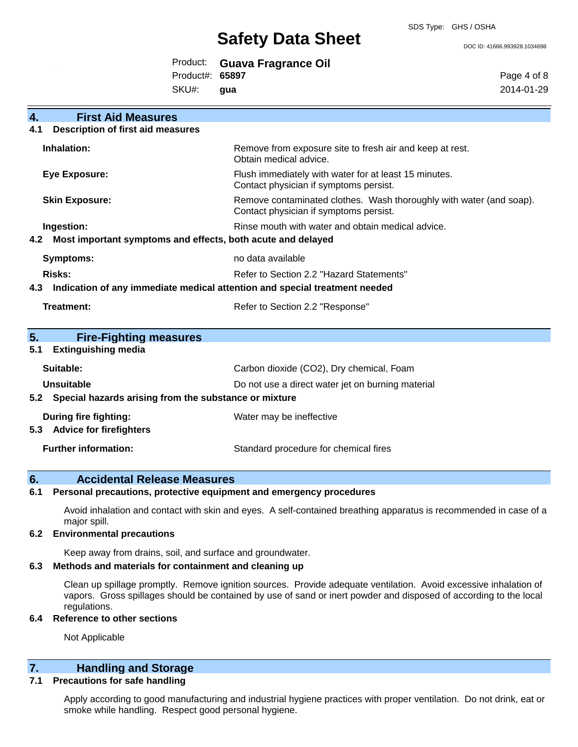## 4. First Aid Measures

### 4.1 Description of first aid measures

| | |
|---|---|
| **Inhalation:** | Remove from exposure site to fresh air and keep at rest. Obtain medical advice. |
| **Eye Exposure:** | Flush immediately with water for at least 15 minutes. Contact physician if symptoms persist. |
| **Skin Exposure:** | Remove contaminated clothes. Wash thoroughly with water (and soap). Contact physician if symptoms persist. |
| **Ingestion:** | Rinse mouth with water and obtain medical advice. |

### 4.2 Most important symptoms and effects, both acute and delayed

| | |
|---|---|
| **Symptoms:** | no data available |
| **Risks:** | Refer to Section 2.2 "Hazard Statements" |

### 4.3 Indication of any immediate medical attention and special treatment needed

| | |
|---|---|
| **Treatment:** | Refer to Section 2.2 "Response" |

## 5. Fire-Fighting measures

### 5.1 Extinguishing media

| | |
|---|---|
| **Suitable:** | Carbon dioxide ($CO_2$), Dry chemical, Foam |
| **Unsuitable** | Do not use a direct water jet on burning material |

### 5.2 Special hazards arising from the substance or mixture

| | |
|---|---|
| **During fire fighting:** | Water may be ineffective |

### 5.3 Advice for firefighters

| | |
|---|---|
| **Further information:** | Standard procedure for chemical fires |

## 6. Accidental Release Measures

### 6.1 Personal precautions, protective equipment and emergency procedures

Avoid inhalation and contact with skin and eyes. A self-contained breathing apparatus is recommended in case of a major spill.

### 6.2 Environmental precautions

Keep away from drains, soil, and surface and groundwater.

### 6.3 Methods and materials for containment and cleaning up

Clean up spillage promptly. Remove ignition sources. Provide adequate ventilation. Avoid excessive inhalation of vapors. Gross spillages should be contained by use of sand or inert powder and disposed of according to the local regulations.

### 6.4 Reference to other sections

Not Applicable

## 7. Handling and Storage

### 7.1 Precautions for safe handling

Apply according to good manufacturing and industrial hygiene practices with proper ventilation. Do not drink, eat or smoke while handling. Respect good personal hygiene.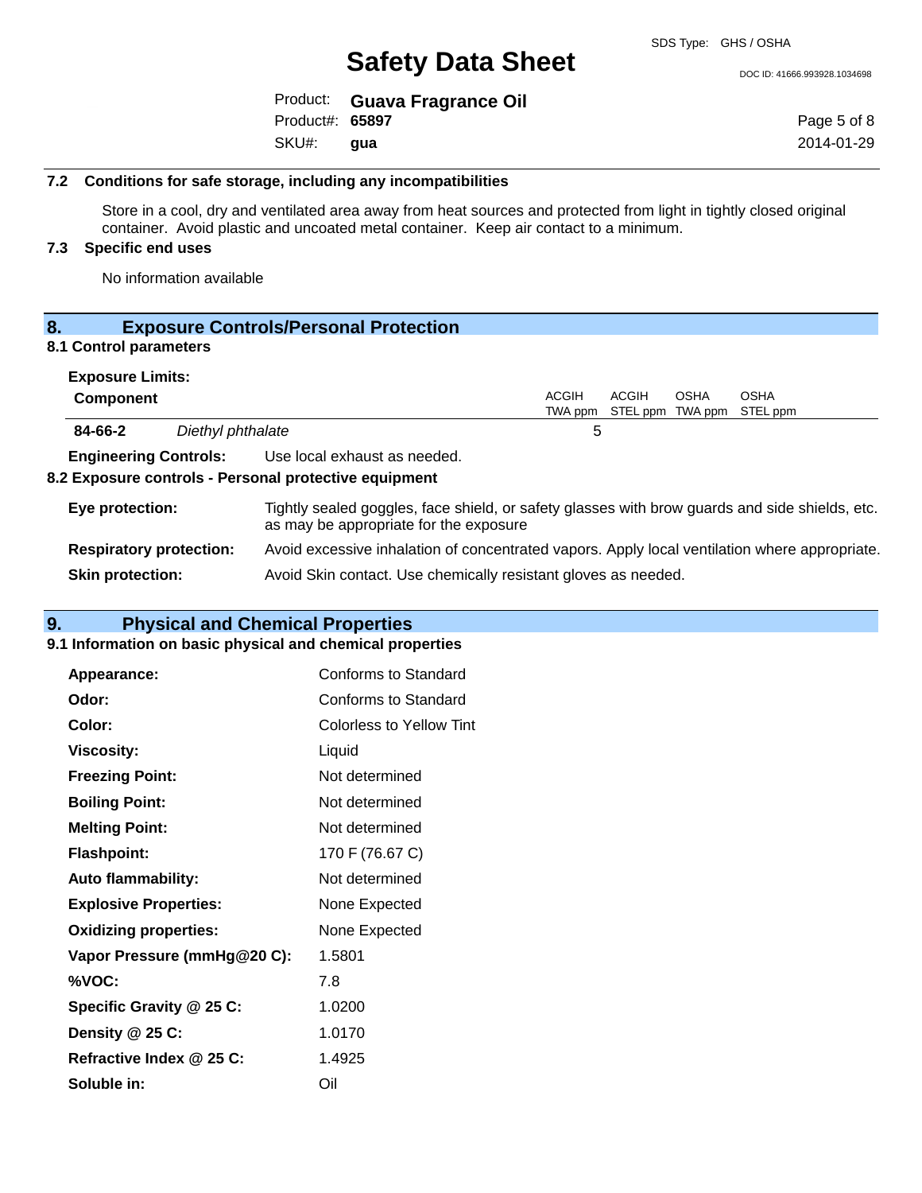### 7.2 Conditions for safe storage, including any incompatibilities

Store in a cool, dry and ventilated area away from heat sources and protected from light in tightly closed original container. Avoid plastic and uncoated metal container. Keep air contact to a minimum.

### 7.3 Specific end uses

No information available

## 8. Exposure Controls/Personal Protection

### 8.1 Control parameters

**Exposure Limits:**

| Component | | ACGIH TWA ppm | ACGIH STEL ppm | OSHA TWA ppm | OSHA STEL ppm |
|---|---|---|---|---|---|
| 84-66-2 | *Diethyl phthalate* | 5 | | | |

**Engineering Controls:** Use local exhaust as needed.

### 8.2 Exposure controls - Personal protective equipment

**Eye protection:** Tightly sealed goggles, face shield, or safety glasses with brow guards and side shields, etc. as may be appropriate for the exposure

**Respiratory protection:** Avoid excessive inhalation of concentrated vapors. Apply local ventilation where appropriate.

**Skin protection:** Avoid Skin contact. Use chemically resistant gloves as needed.

## 9. Physical and Chemical Properties

### 9.1 Information on basic physical and chemical properties

| | |
|---|---|
| **Appearance:** | Conforms to Standard |
| **Odor:** | Conforms to Standard |
| **Color:** | Colorless to Yellow Tint |
| **Viscosity:** | Liquid |
| **Freezing Point:** | Not determined |
| **Boiling Point:** | Not determined |
| **Melting Point:** | Not determined |
| **Flashpoint:** | 170 F (76.67 C) |
| **Auto flammability:** | Not determined |
| **Explosive Properties:** | None Expected |
| **Oxidizing properties:** | None Expected |
| **Vapor Pressure (mmHg@20 C):** | 1.5801 |
| **%VOC:** | 7.8 |
| **Specific Gravity @ 25 C:** | 1.0200 |
| **Density @ 25 C:** | 1.0170 |
| **Refractive Index @ 25 C:** | 1.4925 |
| **Soluble in:** | Oil |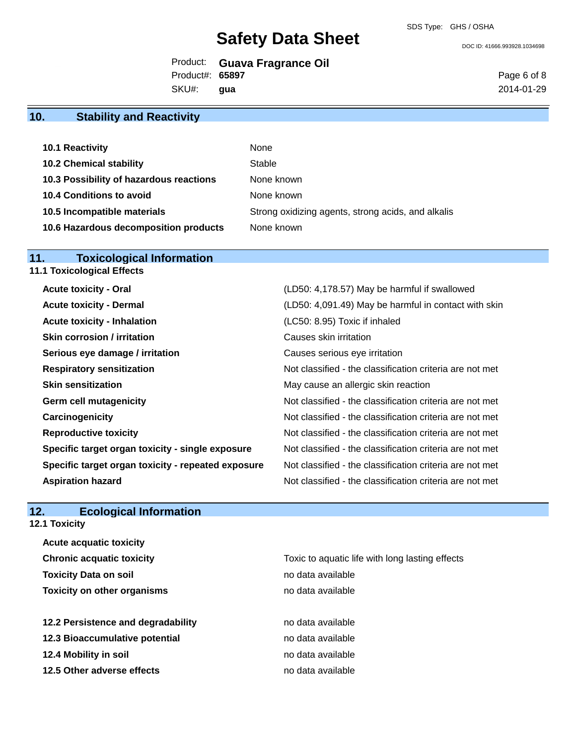## 10. Stability and Reactivity

| | |
|---|---|
| **10.1 Reactivity** | None |
| **10.2 Chemical stability** | Stable |
| **10.3 Possibility of hazardous reactions** | None known |
| **10.4 Conditions to avoid** | None known |
| **10.5 Incompatible materials** | Strong oxidizing agents, strong acids, and alkalis |
| **10.6 Hazardous decomposition products** | None known |

## 11. Toxicological Information

### 11.1 Toxicological Effects

| | |
|---|---|
| **Acute toxicity - Oral** | (LD50: 4,178.57) May be harmful if swallowed |
| **Acute toxicity - Dermal** | (LD50: 4,091.49) May be harmful in contact with skin |
| **Acute toxicity - Inhalation** | (LC50: 8.95) Toxic if inhaled |
| **Skin corrosion / irritation** | Causes skin irritation |
| **Serious eye damage / irritation** | Causes serious eye irritation |
| **Respiratory sensitization** | Not classified - the classification criteria are not met |
| **Skin sensitization** | May cause an allergic skin reaction |
| **Germ cell mutagenicity** | Not classified - the classification criteria are not met |
| **Carcinogenicity** | Not classified - the classification criteria are not met |
| **Reproductive toxicity** | Not classified - the classification criteria are not met |
| **Specific target organ toxicity - single exposure** | Not classified - the classification criteria are not met |
| **Specific target organ toxicity - repeated exposure** | Not classified - the classification criteria are not met |
| **Aspiration hazard** | Not classified - the classification criteria are not met |

## 12. Ecological Information

### 12.1 Toxicity

| | |
|---|---|
| **Acute acquatic toxicity** | |
| **Chronic acquatic toxicity** | Toxic to aquatic life with long lasting effects |
| **Toxicity Data on soil** | no data available |
| **Toxicity on other organisms** | no data available |

| | |
|---|---|
| **12.2 Persistence and degradability** | no data available |
| **12.3 Bioaccumulative potential** | no data available |
| **12.4 Mobility in soil** | no data available |
| **12.5 Other adverse effects** | no data available |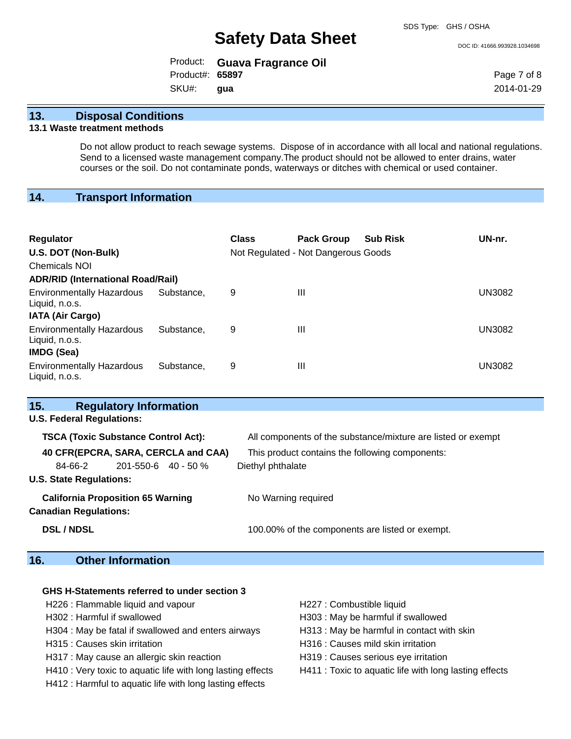## 13. Disposal Conditions

### 13.1 Waste treatment methods

Do not allow product to reach sewage systems. Dispose of in accordance with all local and national regulations. Send to a licensed waste management company.The product should not be allowed to enter drains, water courses or the soil. Do not contaminate ponds, waterways or ditches with chemical or used container.

## 14. Transport Information

| Regulator | Class | Pack Group | Sub Risk | UN-nr. |
|---|---|---|---|---|
| **U.S. DOT (Non-Bulk)** | Not Regulated - Not Dangerous Goods | | | |
| Chemicals NOI | | | | |
| **ADR/RID (International Road/Rail)** | | | | |
| Environmentally Hazardous Substance, Liquid, n.o.s. | 9 | III | | UN3082 |
| **IATA (Air Cargo)** | | | | |
| Environmentally Hazardous Substance, Liquid, n.o.s. | 9 | III | | UN3082 |
| **IMDG (Sea)** | | | | |
| Environmentally Hazardous Substance, Liquid, n.o.s. | 9 | III | | UN3082 |

## 15. Regulatory Information

**U.S. Federal Regulations:**

**TSCA (Toxic Substance Control Act):** All components of the substance/mixture are listed or exempt

**40 CFR(EPCRA, SARA, CERCLA and CAA)** This product contains the following components:

| | | | |
|---|---|---|---|
| 84-66-2 | 201-550-6 | 40 - 50 % | Diethyl phthalate |

**U.S. State Regulations:**

**California Proposition 65 Warning** No Warning required

**Canadian Regulations:**

**DSL / NDSL** 100.00% of the components are listed or exempt.

## 16. Other Information

**GHS H-Statements referred to under section 3**

- H226 : Flammable liquid and vapour
- H227 : Combustible liquid
- H302 : Harmful if swallowed
- H303 : May be harmful if swallowed
- H304 : May be fatal if swallowed and enters airways
- H313 : May be harmful in contact with skin
- H315 : Causes skin irritation
- H316 : Causes mild skin irritation
- H317 : May cause an allergic skin reaction
- H319 : Causes serious eye irritation
- H410 : Very toxic to aquatic life with long lasting effects
- H411 : Toxic to aquatic life with long lasting effects
- H412 : Harmful to aquatic life with long lasting effects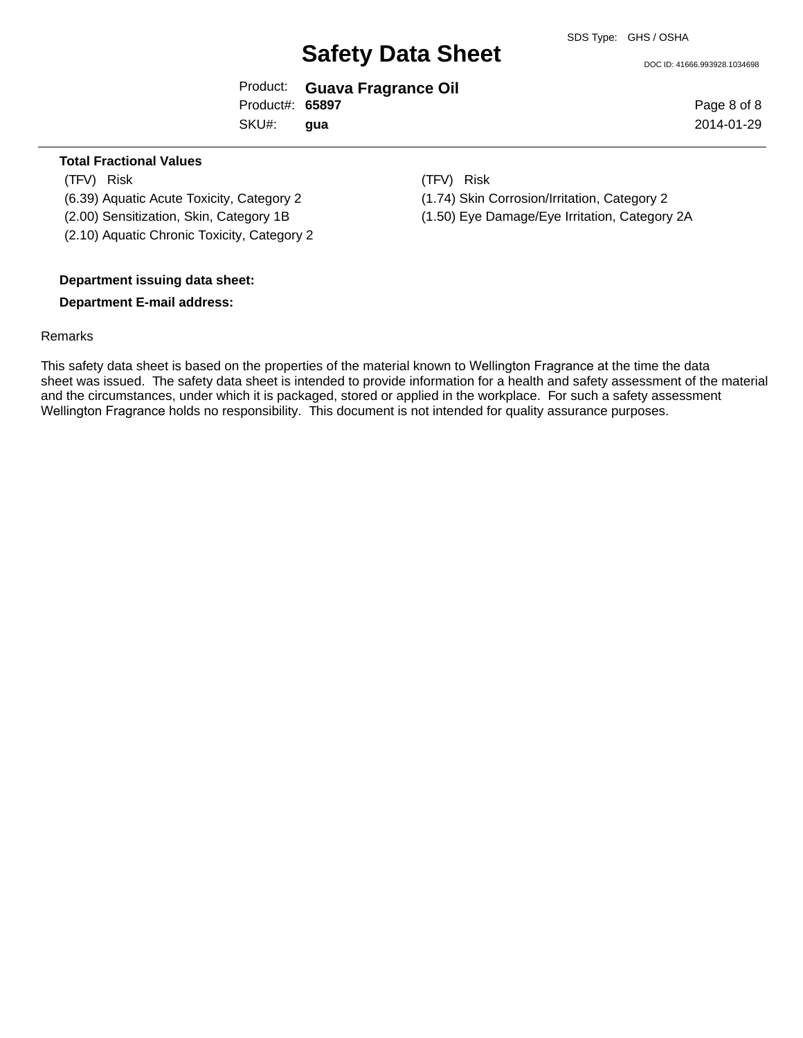**Total Fractional Values**

| (TFV) Risk | (TFV) Risk |
| --- | --- |
| (6.39) Aquatic Acute Toxicity, Category 2 | (1.74) Skin Corrosion/Irritation, Category 2 |
| (2.00) Sensitization, Skin, Category 1B | (1.50) Eye Damage/Eye Irritation, Category 2A |
| (2.10) Aquatic Chronic Toxicity, Category 2 | |

**Department issuing data sheet:**

**Department E-mail address:**

Remarks

This safety data sheet is based on the properties of the material known to Wellington Fragrance at the time the data sheet was issued. The safety data sheet is intended to provide information for a health and safety assessment of the material and the circumstances, under which it is packaged, stored or applied in the workplace. For such a safety assessment Wellington Fragrance holds no responsibility. This document is not intended for quality assurance purposes.